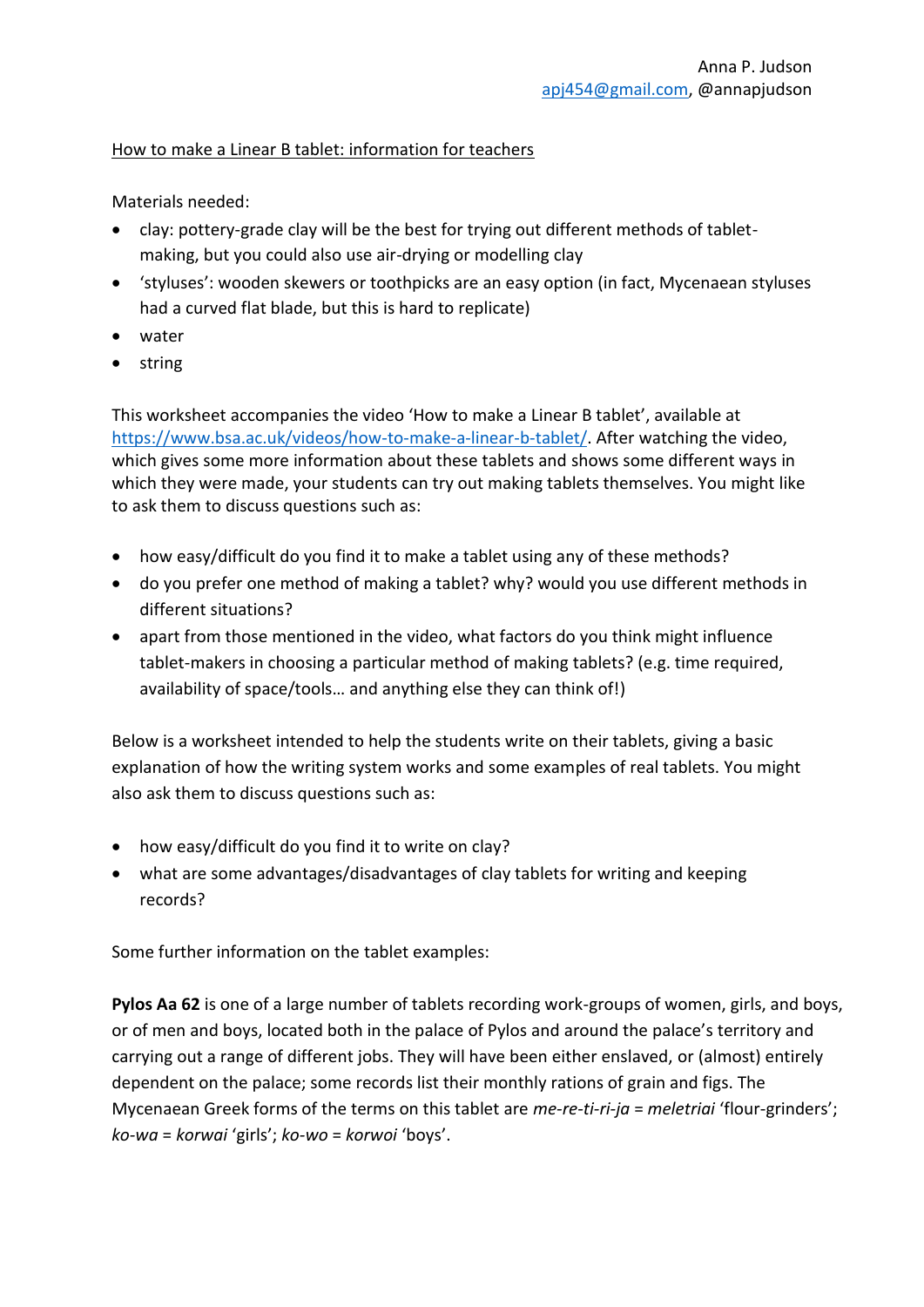Anna P. Judson
apj454@gmail.com, @annapjudson

How to make a Linear B tablet: information for teachers

Materials needed:

- clay: pottery-grade clay will be the best for trying out different methods of tablet-making, but you could also use air-drying or modelling clay
- 'styluses': wooden skewers or toothpicks are an easy option (in fact, Mycenaean styluses had a curved flat blade, but this is hard to replicate)
- water
- string

This worksheet accompanies the video 'How to make a Linear B tablet', available at https://www.bsa.ac.uk/videos/how-to-make-a-linear-b-tablet/. After watching the video, which gives some more information about these tablets and shows some different ways in which they were made, your students can try out making tablets themselves. You might like to ask them to discuss questions such as:

- how easy/difficult do you find it to make a tablet using any of these methods?
- do you prefer one method of making a tablet? why? would you use different methods in different situations?
- apart from those mentioned in the video, what factors do you think might influence tablet-makers in choosing a particular method of making tablets? (e.g. time required, availability of space/tools… and anything else they can think of!)

Below is a worksheet intended to help the students write on their tablets, giving a basic explanation of how the writing system works and some examples of real tablets. You might also ask them to discuss questions such as:

- how easy/difficult do you find it to write on clay?
- what are some advantages/disadvantages of clay tablets for writing and keeping records?

Some further information on the tablet examples:

**Pylos Aa 62** is one of a large number of tablets recording work-groups of women, girls, and boys, or of men and boys, located both in the palace of Pylos and around the palace's territory and carrying out a range of different jobs. They will have been either enslaved, or (almost) entirely dependent on the palace; some records list their monthly rations of grain and figs. The Mycenaean Greek forms of the terms on this tablet are *me-re-ti-ri-ja* = *meletriai* 'flour-grinders'; *ko-wa* = *korwai* 'girls'; *ko-wo* = *korwoi* 'boys'.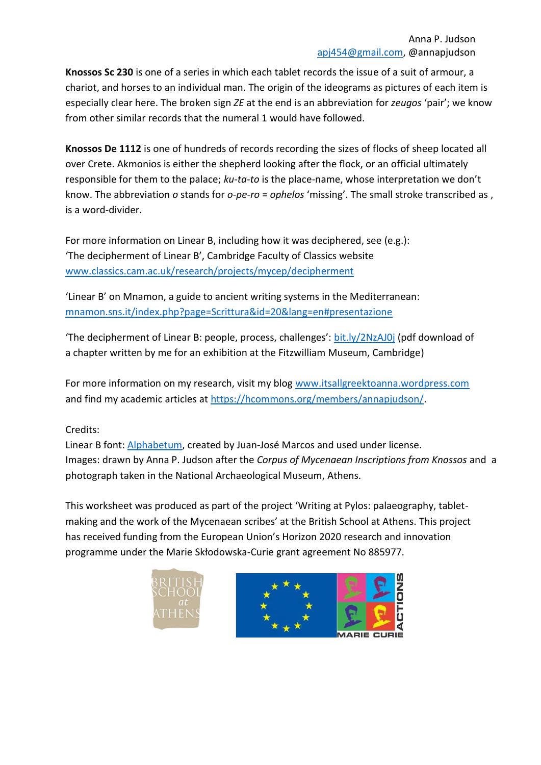Anna P. Judson
apj454@gmail.com, @annapjudson

**Knossos Sc 230** is one of a series in which each tablet records the issue of a suit of armour, a chariot, and horses to an individual man. The origin of the ideograms as pictures of each item is especially clear here. The broken sign *ZE* at the end is an abbreviation for *zeugos* 'pair'; we know from other similar records that the numeral 1 would have followed.

**Knossos De 1112** is one of hundreds of records recording the sizes of flocks of sheep located all over Crete. Akmonios is either the shepherd looking after the flock, or an official ultimately responsible for them to the palace; *ku-ta-to* is the place-name, whose interpretation we don't know. The abbreviation *o* stands for *o-pe-ro* = *ophelos* 'missing'. The small stroke transcribed as , is a word-divider.

For more information on Linear B, including how it was deciphered, see (e.g.):
'The decipherment of Linear B', Cambridge Faculty of Classics website
www.classics.cam.ac.uk/research/projects/mycep/decipherment

'Linear B' on Mnamon, a guide to ancient writing systems in the Mediterranean:
mnamon.sns.it/index.php?page=Scrittura&id=20&lang=en#presentazione

'The decipherment of Linear B: people, process, challenges': bit.ly/2NzAJ0j (pdf download of a chapter written by me for an exhibition at the Fitzwilliam Museum, Cambridge)

For more information on my research, visit my blog www.itsallgreektoanna.wordpress.com and find my academic articles at https://hcommons.org/members/annapjudson/.

Credits:
Linear B font: Alphabetum, created by Juan-José Marcos and used under license.
Images: drawn by Anna P. Judson after the *Corpus of Mycenaean Inscriptions from Knossos* and a photograph taken in the National Archaeological Museum, Athens.

This worksheet was produced as part of the project 'Writing at Pylos: palaeography, tablet-making and the work of the Mycenaean scribes' at the British School at Athens. This project has received funding from the European Union's Horizon 2020 research and innovation programme under the Marie Skłodowska-Curie grant agreement No 885977.

BRITISH SCHOOL at ATHENS

MARIE CURIE ACTIONS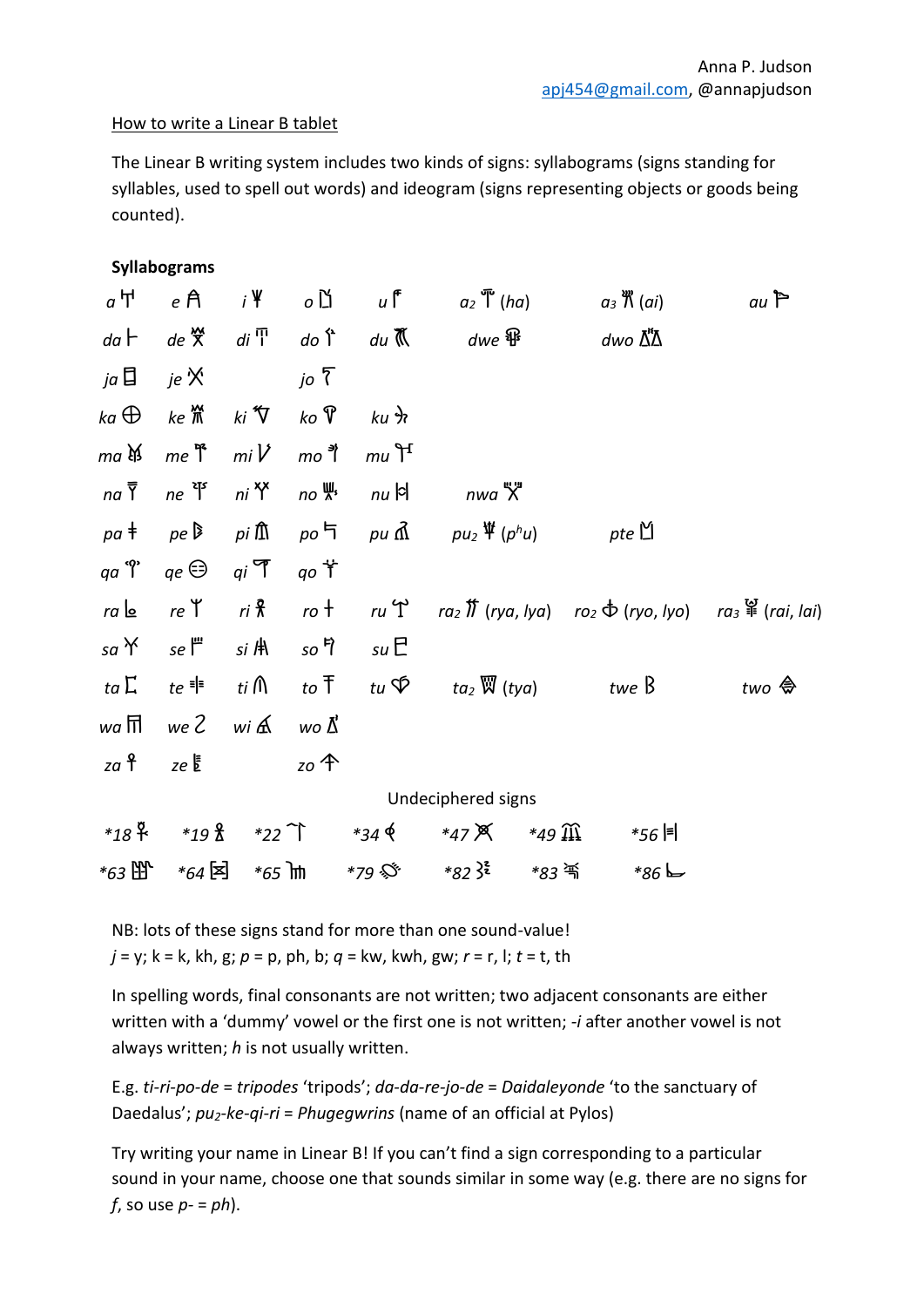Anna P. Judson
apj454@gmail.com, @annapjudson

<u>How to write a Linear B tablet</u>

The Linear B writing system includes two kinds of signs: syllabograms (signs standing for syllables, used to spell out words) and ideogram (signs representing objects or goods being counted).

**Syllabograms**

*a* 𐀀 &nbsp; *e* 𐀁 &nbsp; *i* 𐀂 &nbsp; *o* 𐀃 &nbsp; *u* 𐀄 &nbsp; $a_2$ 𐁀 (*ha*) &nbsp; $a_3$ 𐁁 (*ai*) &nbsp; *au* 𐁂

*da* 𐀅 &nbsp; *de* 𐀆 &nbsp; *di* 𐀇 &nbsp; *do* 𐀈 &nbsp; *du* 𐀉 &nbsp; *dwe* 𐁃 &nbsp; *dwo* 𐁄

*ja* 𐀊 &nbsp; *je* 𐀋 &nbsp; *jo* 𐀍

*ka* 𐀏 &nbsp; *ke* 𐀐 &nbsp; *ki* 𐀑 &nbsp; *ko* 𐀒 &nbsp; *ku* 𐀓

*ma* 𐀔 &nbsp; *me* 𐀕 &nbsp; *mi* 𐀖 &nbsp; *mo* 𐀗 &nbsp; *mu* 𐀘

*na* 𐀙 &nbsp; *ne* 𐀚 &nbsp; *ni* 𐀛 &nbsp; *no* 𐀜 &nbsp; *nu* 𐀝 &nbsp; *nwa* 𐁅

*pa* 𐀞 &nbsp; *pe* 𐀟 &nbsp; *pi* 𐀠 &nbsp; *po* 𐀡 &nbsp; *pu* 𐀢 &nbsp; $pu_2$ 𐁆 ($p^hu$) &nbsp; *pte* 𐁇

*qa* 𐀣 &nbsp; *qe* 𐀤 &nbsp; *qi* 𐀥 &nbsp; *qo* 𐀦

*ra* 𐀨 &nbsp; *re* 𐀩 &nbsp; *ri* 𐀪 &nbsp; *ro* 𐀫 &nbsp; *ru* 𐀬 &nbsp; $ra_2$ 𐁈 (*rya, lya*) &nbsp; $ro_2$ 𐁊 (*ryo, lyo*) &nbsp; $ra_3$ 𐁉 (*rai, lai*)

*sa* 𐀭 &nbsp; *se* 𐀮 &nbsp; *si* 𐀯 &nbsp; *so* 𐀰 &nbsp; *su* 𐀱

*ta* 𐀲 &nbsp; *te* 𐀳 &nbsp; *ti* 𐀴 &nbsp; *to* 𐀵 &nbsp; *tu* 𐀶 &nbsp; $ta_2$ 𐁋 (*tya*) &nbsp; *twe* 𐁌 &nbsp; *two* 𐁍

*wa* 𐀷 &nbsp; *we* 𐀸 &nbsp; *wi* 𐀹 &nbsp; *wo* 𐀺

*za* 𐀼 &nbsp; *ze* 𐀽 &nbsp; *zo* 𐀿

Undeciphered signs

*18 𐁐 &nbsp; *19 𐁑 &nbsp; *22 𐁒 &nbsp; *34 𐁓 &nbsp; *47 𐁔 &nbsp; *49 𐁕 &nbsp; *56 𐁖

*63 𐁗 &nbsp; *64 𐁘 &nbsp; *65 𐀎 &nbsp; *79 𐁙 &nbsp; *82 𐁚 &nbsp; *83 𐁛 &nbsp; *86 𐁜

NB: lots of these signs stand for more than one sound-value!
*j* = y; k = k, kh, g; *p* = p, ph, b; *q* = kw, kwh, gw; *r* = r, l; *t* = t, th

In spelling words, final consonants are not written; two adjacent consonants are either written with a 'dummy' vowel or the first one is not written; *-i* after another vowel is not always written; *h* is not usually written.

E.g. *ti-ri-po-de* = *tripodes* 'tripods'; *da-da-re-jo-de* = *Daidaleyonde* 'to the sanctuary of Daedalus'; $pu_2$*-ke-qi-ri* = *Phugegwrins* (name of an official at Pylos)

Try writing your name in Linear B! If you can't find a sign corresponding to a particular sound in your name, choose one that sounds similar in some way (e.g. there are no signs for *f*, so use *p-* = *ph*).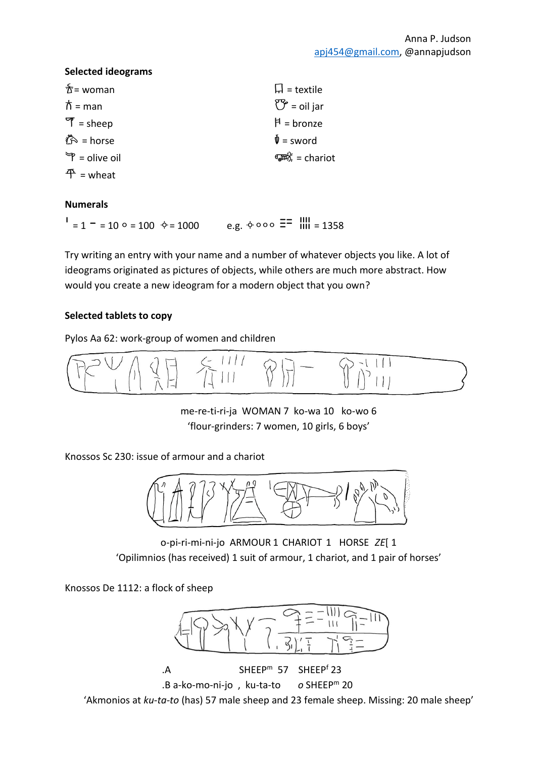Anna P. Judson
apj454@gmail.com, @annapjudson

**Selected ideograms**

- = woman
- = man
- = sheep
- = horse
- = olive oil
- = wheat
- = textile
- = oil jar
- = bronze
- = sword
- = chariot

**Numerals**

= 1 = 10 = 100 = 1000 e.g. = 1358

Try writing an entry with your name and a number of whatever objects you like. A lot of ideograms originated as pictures of objects, while others are much more abstract. How would you create a new ideogram for a modern object that you own?

**Selected tablets to copy**

Pylos Aa 62: work-group of women and children

me-re-ti-ri-ja WOMAN 7 ko-wa 10 ko-wo 6

'flour-grinders: 7 women, 10 girls, 6 boys'

Knossos Sc 230: issue of armour and a chariot

o-pi-ri-mi-ni-jo ARMOUR 1 CHARIOT 1 HORSE *ZE*[ 1

'Opilimnios (has received) 1 suit of armour, 1 chariot, and 1 pair of horses'

Knossos De 1112: a flock of sheep

.A SHEEP$^{m}$ 57 SHEEP$^{f}$ 23

.B a-ko-mo-ni-jo , ku-ta-to *o* SHEEP$^{m}$ 20

'Akmonios at *ku-ta-to* (has) 57 male sheep and 23 female sheep. Missing: 20 male sheep'